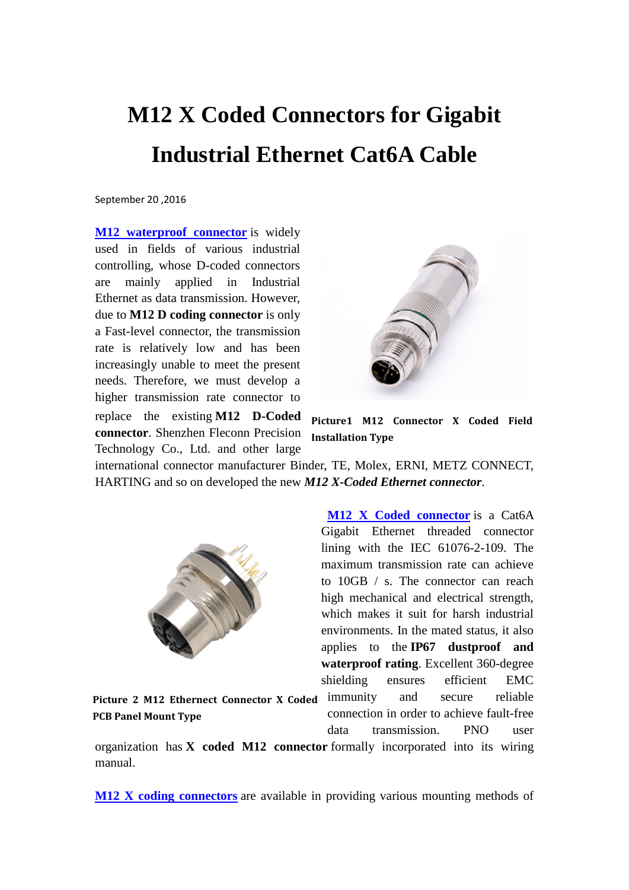# M12 X Coded Connectors for Gigabit Industrial Ethernet Cat6A Cable

September 20 ,2016

**M12 waterproof connector** is widely used in fields of various industrial controlling, whose D-coded connectors are mainly applied in Industrial Ethernet as data transmission. However, due to **M12 D coding connector** is only a Fast-level connector, the transmission rate is relatively low and has been increasingly unable to meet the present needs. Therefore, we must develop a higher transmission rate connector to replace the existing **M12 D-Coded connector**. Shenzhen Fleconn Precision Technology Co., Ltd. and other large international connector manufacturer Binder, TE, Molex, ERNI, METZ CONNECT, HARTING and so on developed the new ***M12 X-Coded Ethernet connector***.

**Picture1 M12 Connector X Coded Field Installation Type**

**M12 X Coded connector** is a Cat6A Gigabit Ethernet threaded connector lining with the IEC 61076-2-109. The maximum transmission rate can achieve to 10GB / s. The connector can reach high mechanical and electrical strength, which makes it suit for harsh industrial environments. In the mated status, it also applies to the **IP67 dustproof and waterproof rating**. Excellent 360-degree shielding ensures efficient EMC immunity and secure reliable connection in order to achieve fault-free data transmission. PNO user organization has **X coded M12 connector** formally incorporated into its wiring manual.

**Picture 2 M12 Ethernect Connector X Coded PCB Panel Mount Type**

**M12 X coding connectors** are available in providing various mounting methods of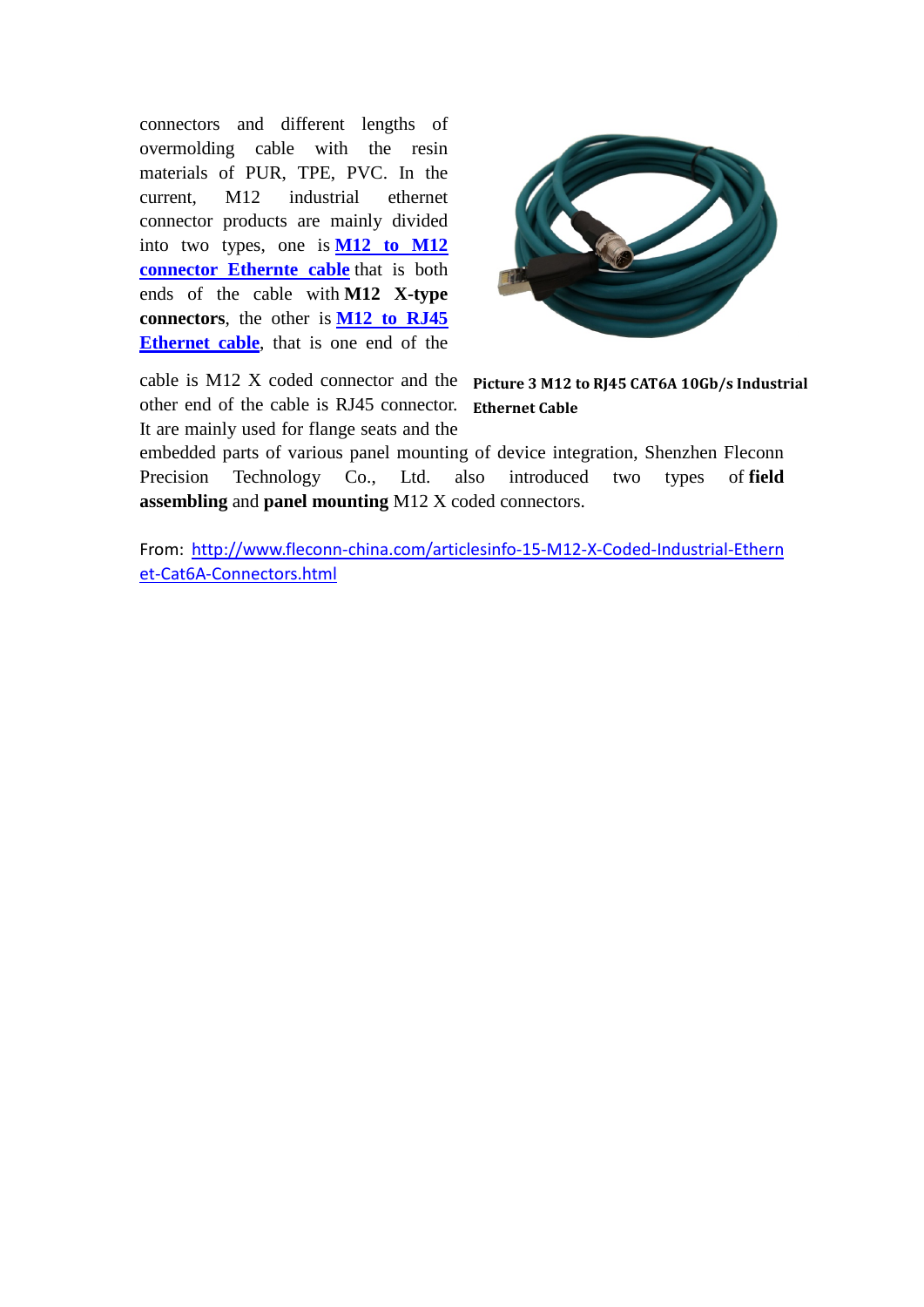connectors and different lengths of overmolding cable with the resin materials of PUR, TPE, PVC. In the current, M12 industrial ethernet connector products are mainly divided into two types, one is **M12 to M12 connector Ethernte cable** that is both ends of the cable with **M12 X-type connectors**, the other is **M12 to RJ45 Ethernet cable**, that is one end of the cable is M12 X coded connector and the other end of the cable is RJ45 connector. It are mainly used for flange seats and the embedded parts of various panel mounting of device integration, Shenzhen Fleconn Precision Technology Co., Ltd. also introduced two types of **field assembling** and **panel mounting** M12 X coded connectors.

**Picture 3 M12 to RJ45 CAT6A 10Gb/s Industrial Ethernet Cable**

From: http://www.fleconn-china.com/articlesinfo-15-M12-X-Coded-Industrial-Ethernet-Cat6A-Connectors.html